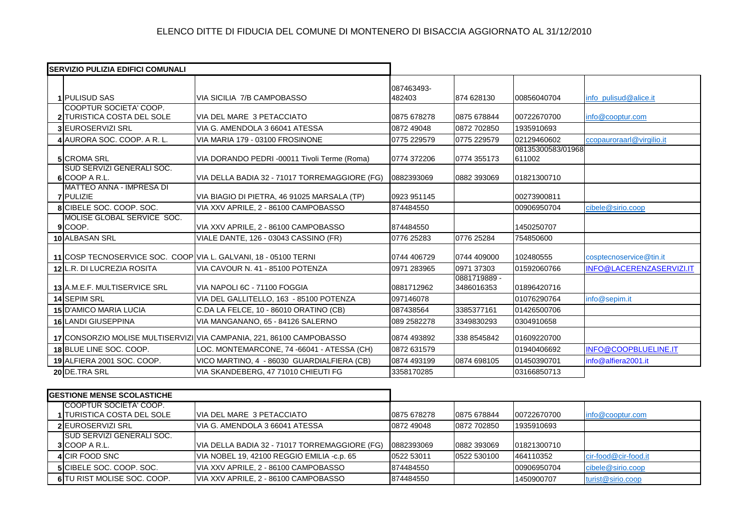# ELENCO DITTE DI FIDUCIA DEL COMUNE DI MONTENERO DI BISACCIA AGGIORNATO AL 31/12/2010

| SERVIZIO PULIZIA EDIFICI COMUNALI | | | | | | |
|---|---|---|---|---|---|---|
| 1 | PULISUD SAS | VIA SICILIA 7/B CAMPOBASSO | 087463493-482403 | 874 628130 | 00856040704 | info_pulisud@alice.it |
| 2 | COOPTUR SOCIETA' COOP. TURISTICA COSTA DEL SOLE | VIA DEL MARE 3 PETACCIATO | 0875 678278 | 0875 678844 | 00722670700 | info@cooptur.com |
| 3 | EUROSERVIZI SRL | VIA G. AMENDOLA 3 66041 ATESSA | 0872 49048 | 0872 702850 | 1935910693 | |
| 4 | AURORA SOC. COOP. A R. L. | VIA MARIA 179 - 03100 FROSINONE | 0775 229579 | 0775 229579 | 02129460602 | ccopauroraarl@virgilio.it |
| 5 | CROMA SRL | VIA DORANDO PEDRI -00011 Tivoli Terme (Roma) | 0774 372206 | 0774 355173 | 08135300583/01968611002 | |
| 6 | SUD SERVIZI GENERALI SOC. COOP A R.L. | VIA DELLA BADIA 32 - 71017 TORREMAGGIORE (FG) | 0882393069 | 0882 393069 | 01821300710 | |
| 7 | MATTEO ANNA - IMPRESA DI PULIZIE | VIA BIAGIO DI PIETRA, 46 91025 MARSALA (TP) | 0923 951145 | | 00273900811 | |
| 8 | CIBELE SOC. COOP. SOC. | VIA XXV APRILE, 2 - 86100 CAMPOBASSO | 874484550 | | 00906950704 | cibele@sirio.coop |
| 9 | MOLISE GLOBAL SERVICE SOC. COOP. | VIA XXV APRILE, 2 - 86100 CAMPOBASSO | 874484550 | | 1450250707 | |
| 10 | ALBASAN SRL | VIALE DANTE, 126 - 03043 CASSINO (FR) | 0776 25283 | 0776 25284 | 754850600 | |
| 11 | COSP TECNOSERVICE SOC. COOP | VIA L. GALVANI, 18 - 05100 TERNI | 0744 406729 | 0744 409000 | 102480555 | cosptecnoservice@tin.it |
| 12 | L.R. DI LUCREZIA ROSITA | VIA CAVOUR N. 41 - 85100 POTENZA | 0971 283965 | 0971 37303 | 01592060766 | INFO@LACERENZASERVIZI.IT |
| 13 | A.M.E.F. MULTISERVICE SRL | VIA NAPOLI 6C - 71100 FOGGIA | 0881712962 | 0881719889 - 3486016353 | 01896420716 | |
| 14 | SEPIM SRL | VIA DEL GALLITELLO, 163 - 85100 POTENZA | 097146078 | | 01076290764 | info@sepim.it |
| 15 | D'AMICO MARIA LUCIA | C.DA LA FELCE, 10 - 86010 ORATINO (CB) | 087438564 | 3385377161 | 01426500706 | |
| 16 | LANDI GIUSEPPINA | VIA MANGANANO, 65 - 84126 SALERNO | 089 2582278 | 3349830293 | 0304910658 | |
| 17 | CONSORZIO MOLISE MULTISERVIZI | VIA CAMPANIA, 221, 86100 CAMPOBASSO | 0874 493892 | 338 8545842 | 01609220700 | |
| 18 | BLUE LINE SOC. COOP. | LOC. MONTEMARCONE, 74 -66041 - ATESSA (CH) | 0872 631579 | | 01940406692 | INFO@COOPBLUELINE.IT |
| 19 | ALFIERA 2001 SOC. COOP. | VICO MARTINO, 4 - 86030 GUARDIALFIERA (CB) | 0874 493199 | 0874 698105 | 01450390701 | info@alfiera2001.it |
| 20 | DE.TRA SRL | VIA SKANDEBERG, 47 71010 CHIEUTI FG | 3358170285 | | 03166850713 | |

| GESTIONE MENSE SCOLASTICHE | | | | | | |
|---|---|---|---|---|---|---|
| 1 | COOPTUR SOCIETA' COOP. TURISTICA COSTA DEL SOLE | VIA DEL MARE 3 PETACCIATO | 0875 678278 | 0875 678844 | 00722670700 | info@cooptur.com |
| 2 | EUROSERVIZI SRL | VIA G. AMENDOLA 3 66041 ATESSA | 0872 49048 | 0872 702850 | 1935910693 | |
| 3 | SUD SERVIZI GENERALI SOC. COOP A R.L. | VIA DELLA BADIA 32 - 71017 TORREMAGGIORE (FG) | 0882393069 | 0882 393069 | 01821300710 | |
| 4 | CIR FOOD SNC | VIA NOBEL 19, 42100 REGGIO EMILIA -c.p. 65 | 0522 53011 | 0522 530100 | 464110352 | cir-food@cir-food.it |
| 5 | CIBELE SOC. COOP. SOC. | VIA XXV APRILE, 2 - 86100 CAMPOBASSO | 874484550 | | 00906950704 | cibele@sirio.coop |
| 6 | TU RIST MOLISE SOC. COOP. | VIA XXV APRILE, 2 - 86100 CAMPOBASSO | 874484550 | | 1450900707 | turist@sirio.coop |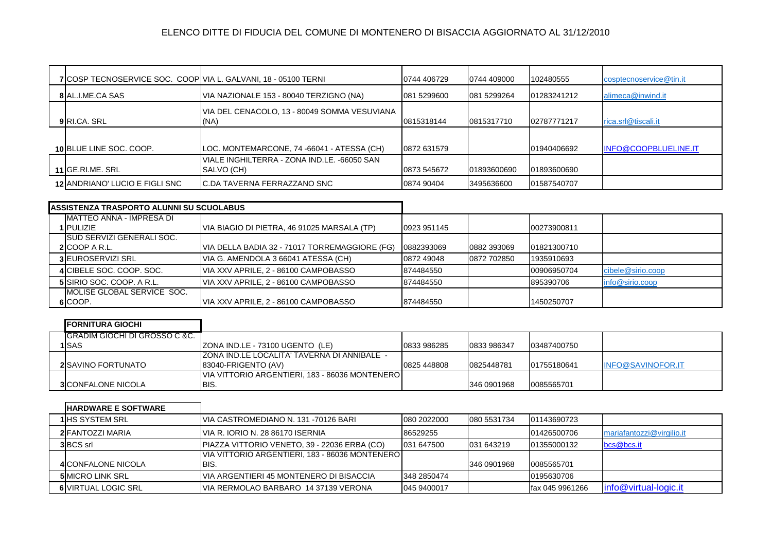# ELENCO DITTE DI FIDUCIA DEL COMUNE DI MONTENERO DI BISACCIA AGGIORNATO AL 31/12/2010

| | | | | | | |
|---|---|---|---|---|---|---|
| 7 | COSP TECNOSERVICE SOC. COOP | VIA L. GALVANI, 18 - 05100 TERNI | 0744 406729 | 0744 409000 | 102480555 | cosptecnoservice@tin.it |
| 8 | AL.I.ME.CA SAS | VIA NAZIONALE 153 - 80040 TERZIGNO (NA) | 081 5299600 | 081 5299264 | 01283241212 | alimeca@inwind.it |
| 9 | RI.CA. SRL | VIA DEL CENACOLO, 13 - 80049 SOMMA VESUVIANA (NA) | 0815318144 | 0815317710 | 02787771217 | rica.srl@tiscali.it |
| 10 | BLUE LINE SOC. COOP. | LOC. MONTEMARCONE, 74 -66041 - ATESSA (CH) | 0872 631579 | | 01940406692 | INFO@COOPBLUELINE.IT |
| 11 | GE.RI.ME. SRL | VIALE INGHILTERRA - ZONA IND.LE. -66050 SAN SALVO (CH) | 0873 545672 | 01893600690 | 01893600690 | |
| 12 | ANDRIANO' LUCIO E FIGLI SNC | C.DA TAVERNA FERRAZZANO SNC | 0874 90404 | 3495636600 | 01587540707 | |

| ASSISTENZA TRASPORTO ALUNNI SU SCUOLABUS | | | | | | |
|---|---|---|---|---|---|---|
| 1 | MATTEO ANNA - IMPRESA DI PULIZIE | VIA BIAGIO DI PIETRA, 46 91025 MARSALA (TP) | 0923 951145 | | 00273900811 | |
| 2 | SUD SERVIZI GENERALI SOC. COOP A R.L. | VIA DELLA BADIA 32 - 71017 TORREMAGGIORE (FG) | 0882393069 | 0882 393069 | 01821300710 | |
| 3 | EUROSERVIZI SRL | VIA G. AMENDOLA 3 66041 ATESSA (CH) | 0872 49048 | 0872 702850 | 1935910693 | |
| 4 | CIBELE SOC. COOP. SOC. | VIA XXV APRILE, 2 - 86100 CAMPOBASSO | 874484550 | | 00906950704 | cibele@sirio.coop |
| 5 | SIRIO SOC. COOP. A R.L. | VIA XXV APRILE, 2 - 86100 CAMPOBASSO | 874484550 | | 895390706 | info@sirio.coop |
| 6 | MOLISE GLOBAL SERVICE SOC. COOP. | VIA XXV APRILE, 2 - 86100 CAMPOBASSO | 874484550 | | 1450250707 | |

| FORNITURA GIOCHI | | | | | | |
|---|---|---|---|---|---|---|
| 1 | GRADIM GIOCHI DI GROSSO C &C. SAS | ZONA IND.LE - 73100 UGENTO (LE) | 0833 986285 | 0833 986347 | 03487400750 | |
| 2 | SAVINO FORTUNATO | ZONA IND.LE LOCALITA' TAVERNA DI ANNIBALE - 83040-FRIGENTO (AV) | 0825 448808 | 0825448781 | 01755180641 | INFO@SAVINOFOR.IT |
| 3 | CONFALONE NICOLA | VIA VITTORIO ARGENTIERI, 183 - 86036 MONTENERO BIS. | | 346 0901968 | 0085565701 | |

| HARDWARE E SOFTWARE | | | | | | |
|---|---|---|---|---|---|---|
| 1 | HS SYSTEM SRL | VIA CASTROMEDIANO N. 131 -70126 BARI | 080 2022000 | 080 5531734 | 01143690723 | |
| 2 | FANTOZZI MARIA | VIA R. IORIO N. 28 86170 ISERNIA | 86529255 | | 01426500706 | mariafantozzi@virgilio.it |
| 3 | BCS srl | PIAZZA VITTORIO VENETO, 39 - 22036 ERBA (CO) | 031 647500 | 031 643219 | 01355000132 | bcs@bcs.it |
| 4 | CONFALONE NICOLA | VIA VITTORIO ARGENTIERI, 183 - 86036 MONTENERO BIS. | | 346 0901968 | 0085565701 | |
| 5 | MICRO LINK SRL | VIA ARGENTIERI 45 MONTENERO DI BISACCIA | 348 2850474 | | 0195630706 | |
| 6 | VIRTUAL LOGIC SRL | VIA RERMOLAO BARBARO 14 37139 VERONA | 045 9400017 | | fax 045 9961266 | info@virtual-logic.it |